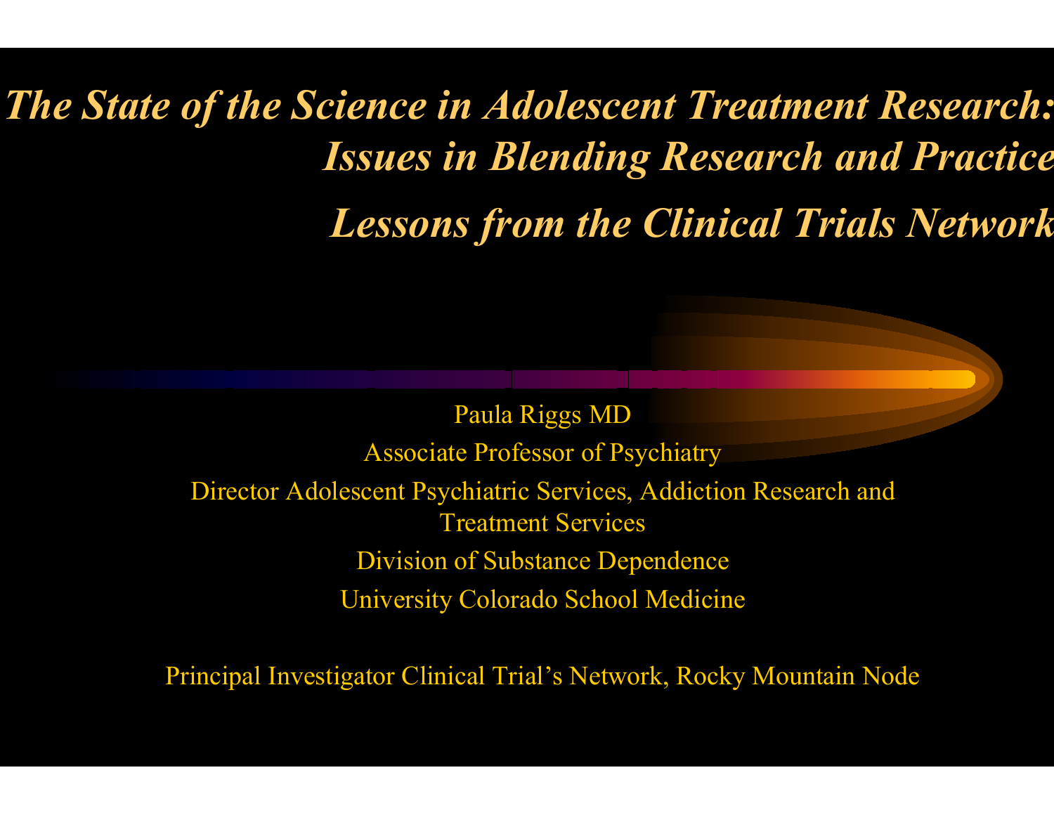# *The State of the Science in Adolescent Treatment Research: Issues in Blending Research and Practice*

## *Lessons from the Clinical Trials Network*

Paula Riggs MD

Associate Professor of Psychiatry

Director Adolescent Psychiatric Services, Addiction Research and Treatment Services

Division of Substance Dependence

University Colorado School Medicine

Principal Investigator Clinical Trial's Network, Rocky Mountain Node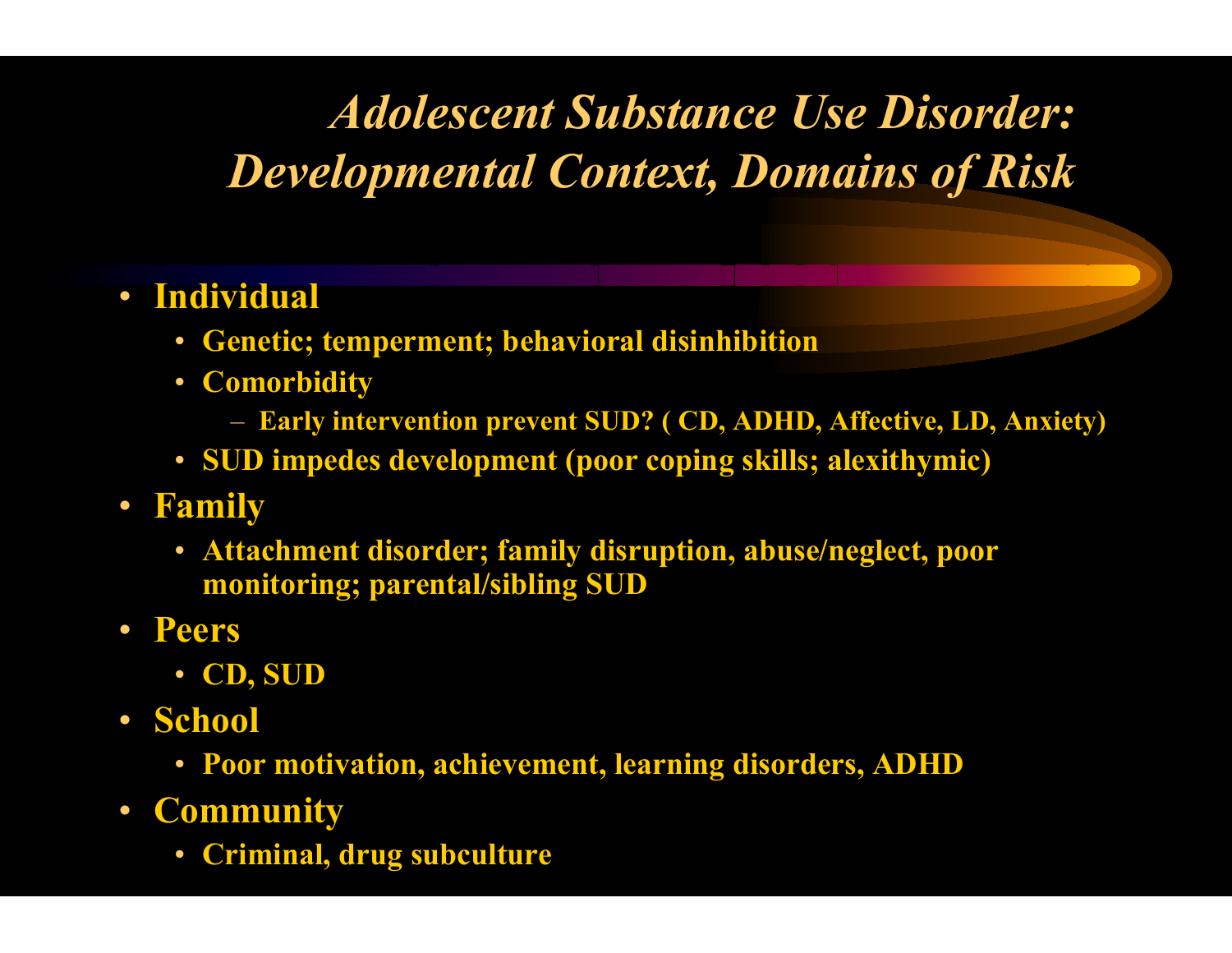# *Adolescent Substance Use Disorder: Developmental Context, Domains of Risk*

- **Individual**
  - **Genetic; temperment; behavioral disinhibition**
  - **Comorbidity**
    - **Early intervention prevent SUD? ( CD, ADHD, Affective, LD, Anxiety)**
  - **SUD impedes development (poor coping skills; alexithymic)**
- **Family**
  - **Attachment disorder; family disruption, abuse/neglect, poor monitoring; parental/sibling SUD**
- **Peers**
  - **CD, SUD**
- **School**
  - **Poor motivation, achievement, learning disorders, ADHD**
- **Community**
  - **Criminal, drug subculture**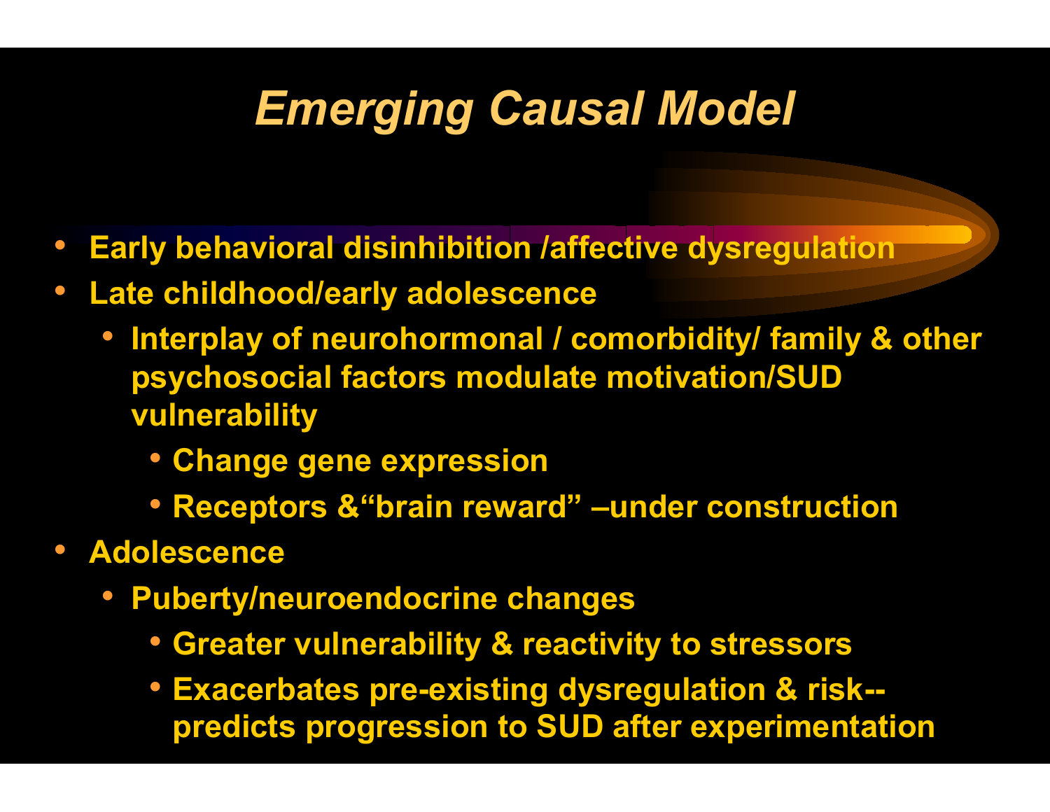# *Emerging Causal Model*

- **Early behavioral disinhibition /affective dysregulation**
- **Late childhood/early adolescence**
  - **Interplay of neurohormonal / comorbidity/ family & other psychosocial factors modulate motivation/SUD vulnerability**
    - **Change gene expression**
    - **Receptors &"brain reward" –under construction**
- **Adolescence**
  - **Puberty/neuroendocrine changes**
    - **Greater vulnerability & reactivity to stressors**
    - **Exacerbates pre-existing dysregulation & risk--predicts progression to SUD after experimentation**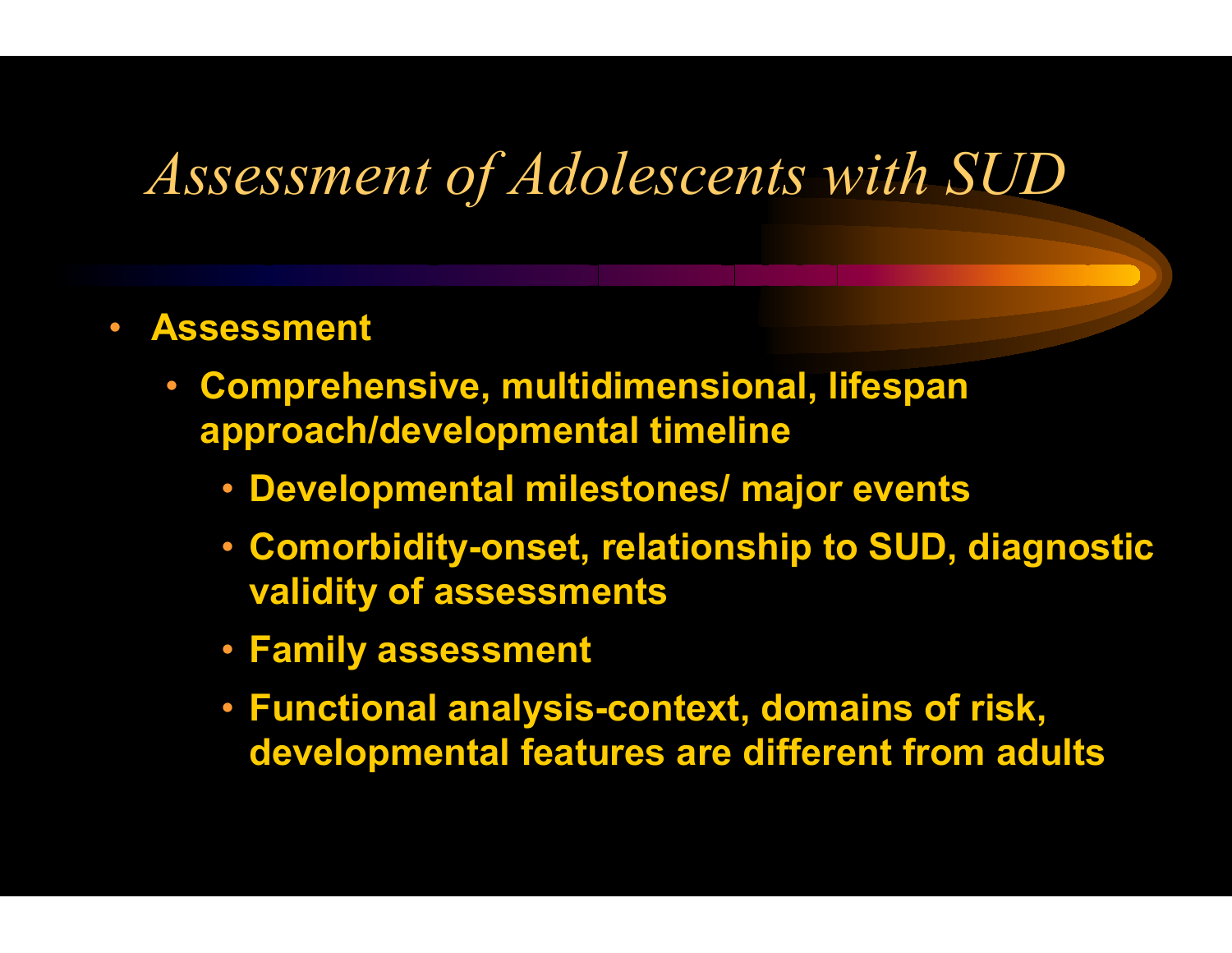# *Assessment of Adolescents with SUD*

- **Assessment**
  - **Comprehensive, multidimensional, lifespan approach/developmental timeline**
    - **Developmental milestones/ major events**
    - **Comorbidity-onset, relationship to SUD, diagnostic validity of assessments**
    - **Family assessment**
    - **Functional analysis-context, domains of risk, developmental features are different from adults**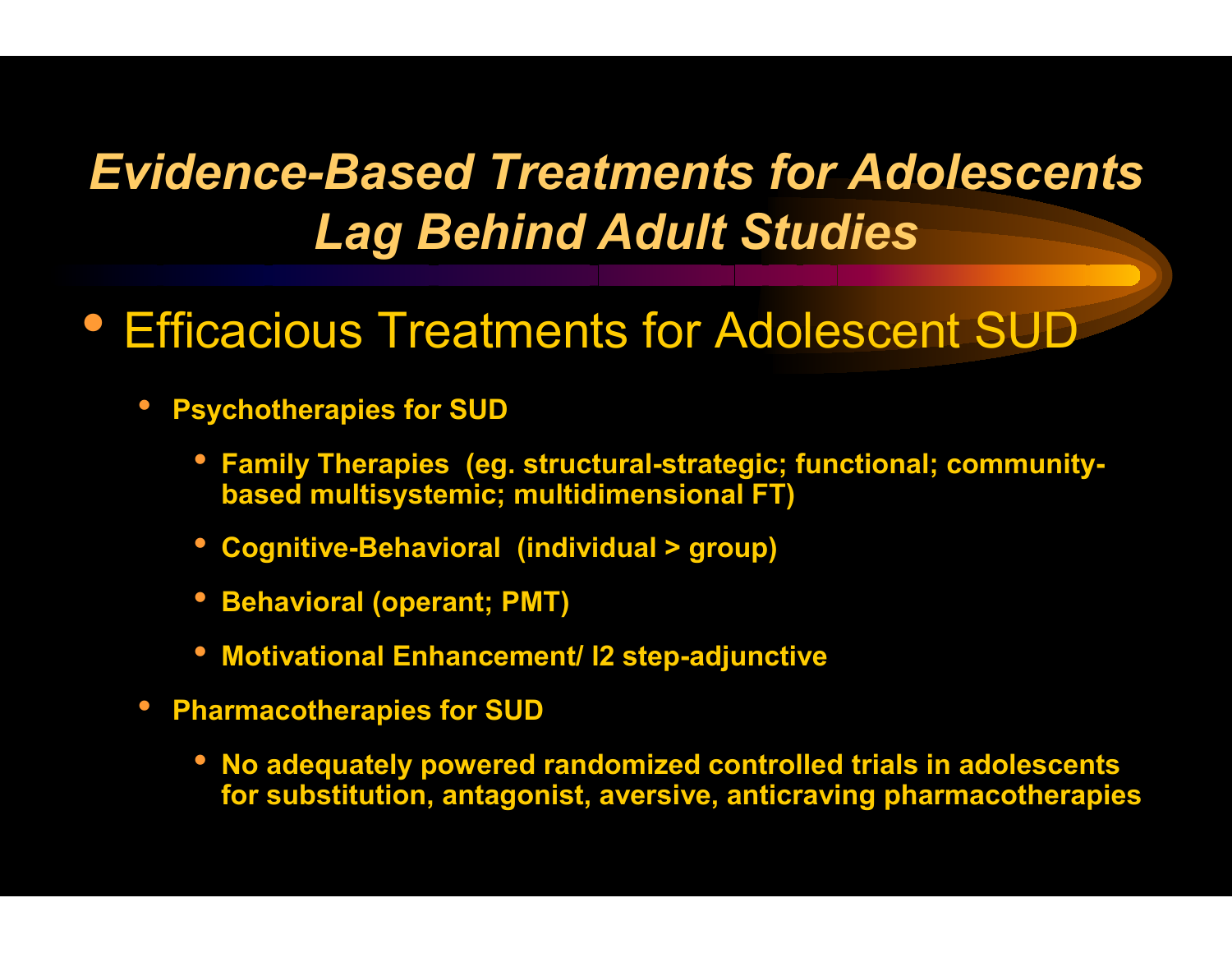# *Evidence-Based Treatments for Adolescents Lag Behind Adult Studies*

- Efficacious Treatments for Adolescent SUD
  - **Psychotherapies for SUD**
    - **Family Therapies (eg. structural-strategic; functional; community-based multisystemic; multidimensional FT)**
    - **Cognitive-Behavioral (individual > group)**
    - **Behavioral (operant; PMT)**
    - **Motivational Enhancement/ l2 step-adjunctive**
  - **Pharmacotherapies for SUD**
    - **No adequately powered randomized controlled trials in adolescents for substitution, antagonist, aversive, anticraving pharmacotherapies**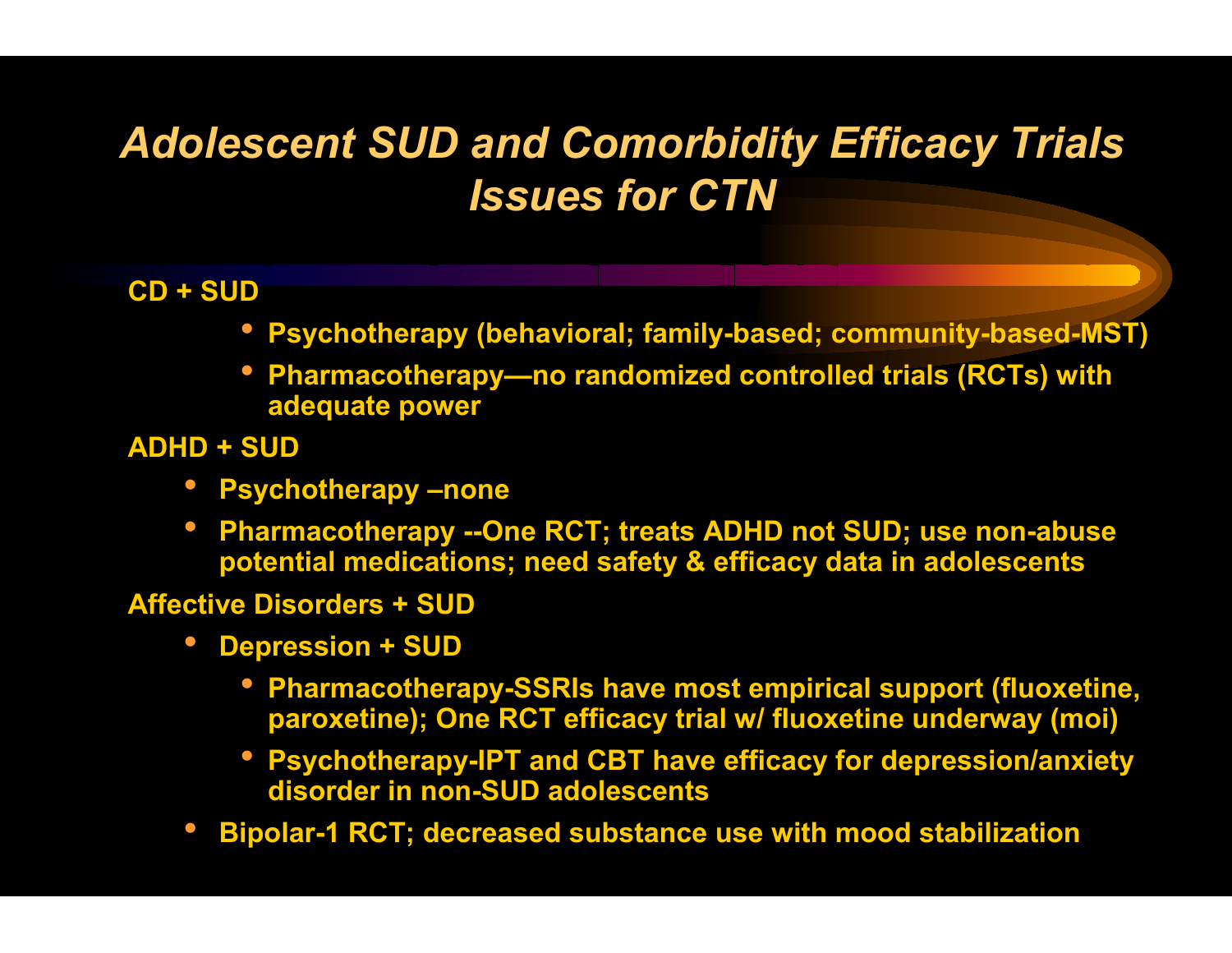# *Adolescent SUD and Comorbidity Efficacy Trials Issues for CTN*

**CD + SUD**

- **Psychotherapy (behavioral; family-based; community-based-MST)**
- **Pharmacotherapy—no randomized controlled trials (RCTs) with adequate power**

**ADHD + SUD**

- **Psychotherapy –none**
- **Pharmacotherapy --One RCT; treats ADHD not SUD; use non-abuse potential medications; need safety & efficacy data in adolescents**

**Affective Disorders + SUD**

- **Depression + SUD**
  - **Pharmacotherapy-SSRIs have most empirical support (fluoxetine, paroxetine); One RCT efficacy trial w/ fluoxetine underway (moi)**
  - **Psychotherapy-IPT and CBT have efficacy for depression/anxiety disorder in non-SUD adolescents**
- **Bipolar-1 RCT; decreased substance use with mood stabilization**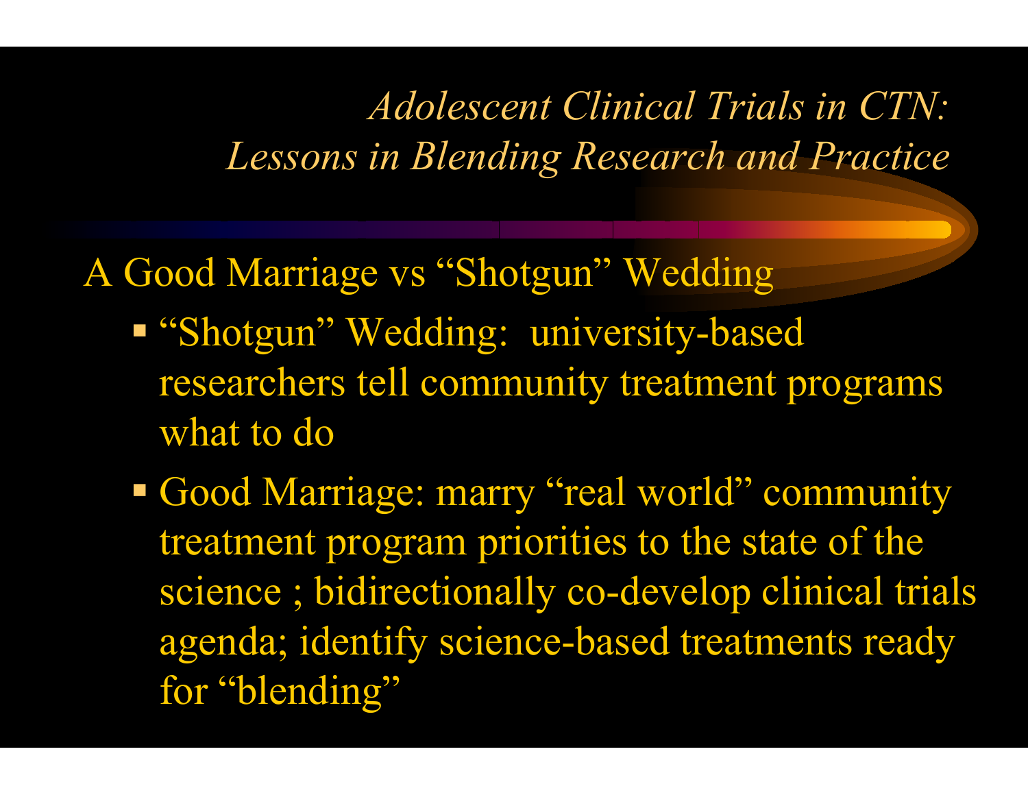# *Adolescent Clinical Trials in CTN: Lessons in Blending Research and Practice*

## A Good Marriage vs "Shotgun" Wedding

- "Shotgun" Wedding: university-based researchers tell community treatment programs what to do
- Good Marriage: marry "real world" community treatment program priorities to the state of the science ; bidirectionally co-develop clinical trials agenda; identify science-based treatments ready for "blending"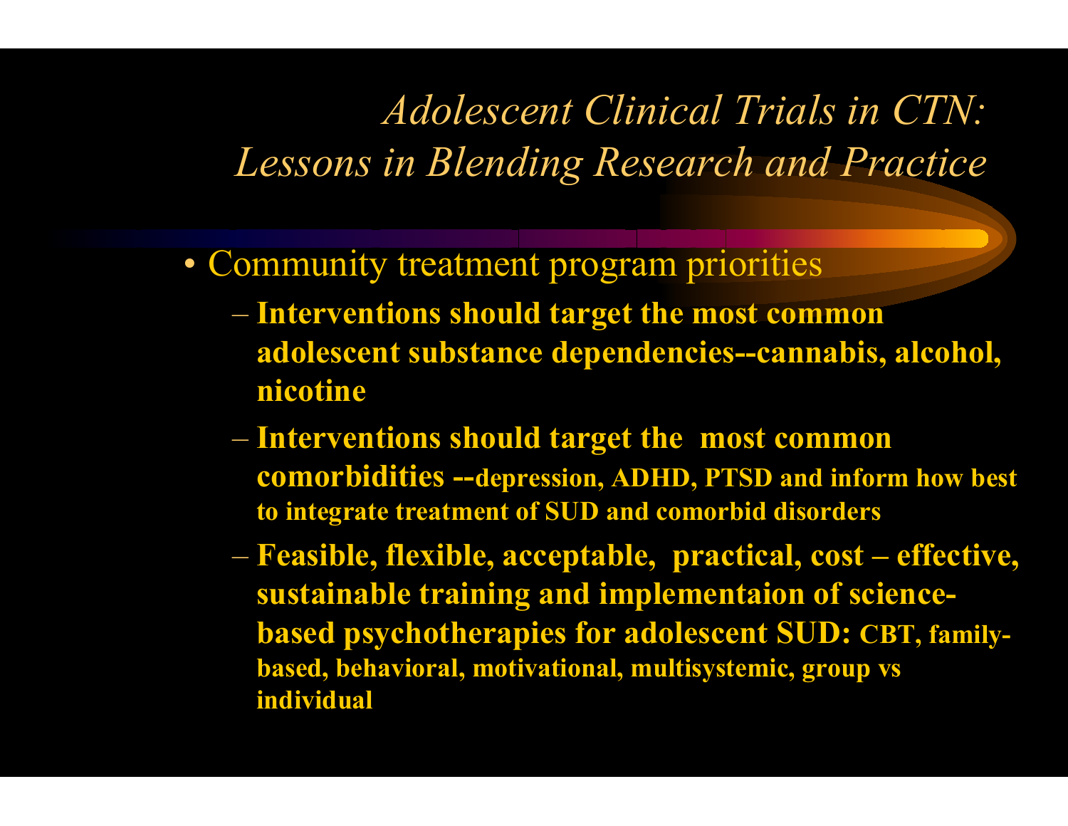# *Adolescent Clinical Trials in CTN: Lessons in Blending Research and Practice*

- Community treatment program priorities
  - **Interventions should target the most common adolescent substance dependencies--cannabis, alcohol, nicotine**
  - **Interventions should target the most common comorbidities --depression, ADHD, PTSD and inform how best to integrate treatment of SUD and comorbid disorders**
  - **Feasible, flexible, acceptable, practical, cost – effective, sustainable training and implementaion of science-based psychotherapies for adolescent SUD: CBT, family-based, behavioral, motivational, multisystemic, group vs individual**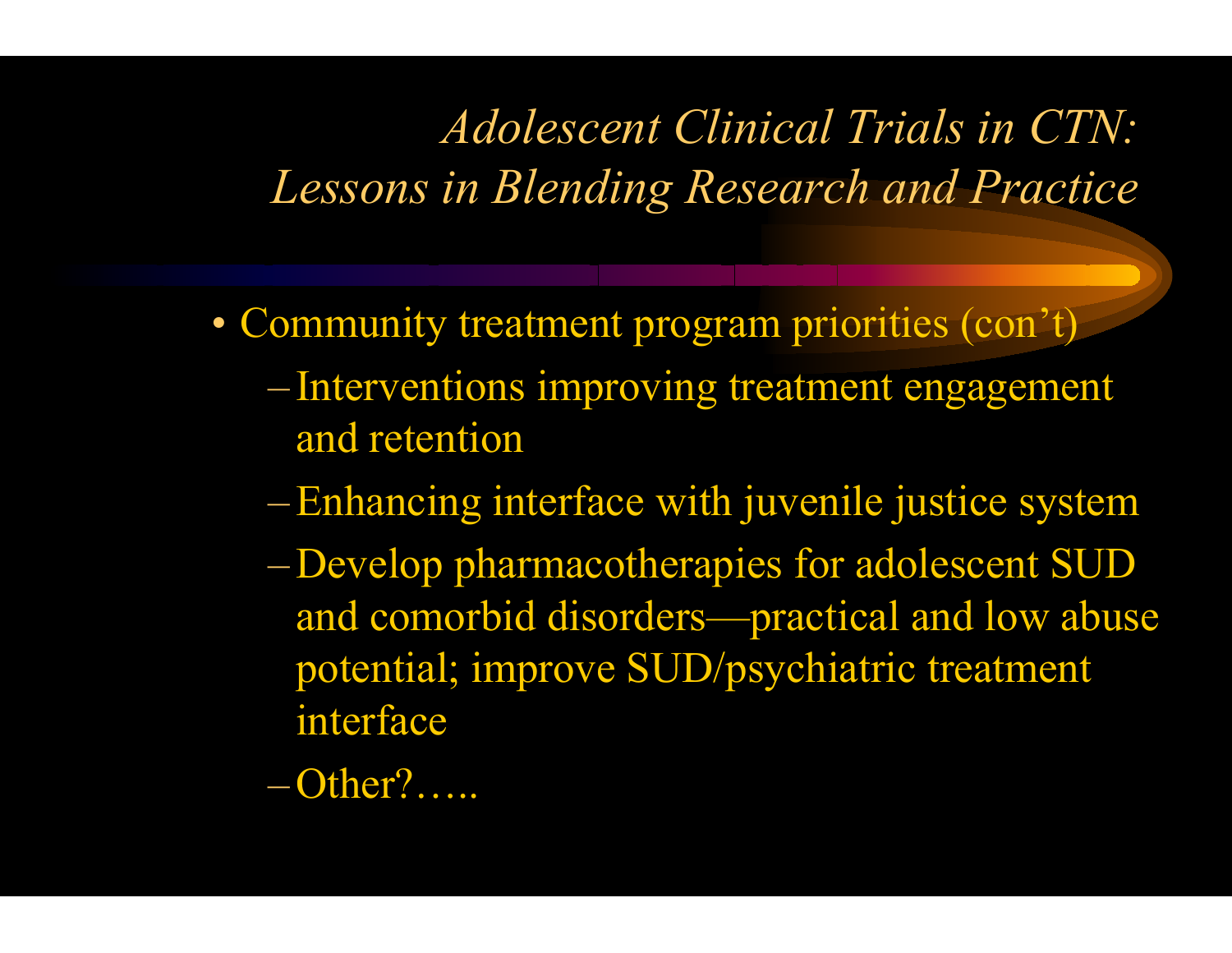# *Adolescent Clinical Trials in CTN: Lessons in Blending Research and Practice*

- Community treatment program priorities (con't)
  - Interventions improving treatment engagement and retention
  - Enhancing interface with juvenile justice system
  - Develop pharmacotherapies for adolescent SUD and comorbid disorders—practical and low abuse potential; improve SUD/psychiatric treatment interface
  - Other?…..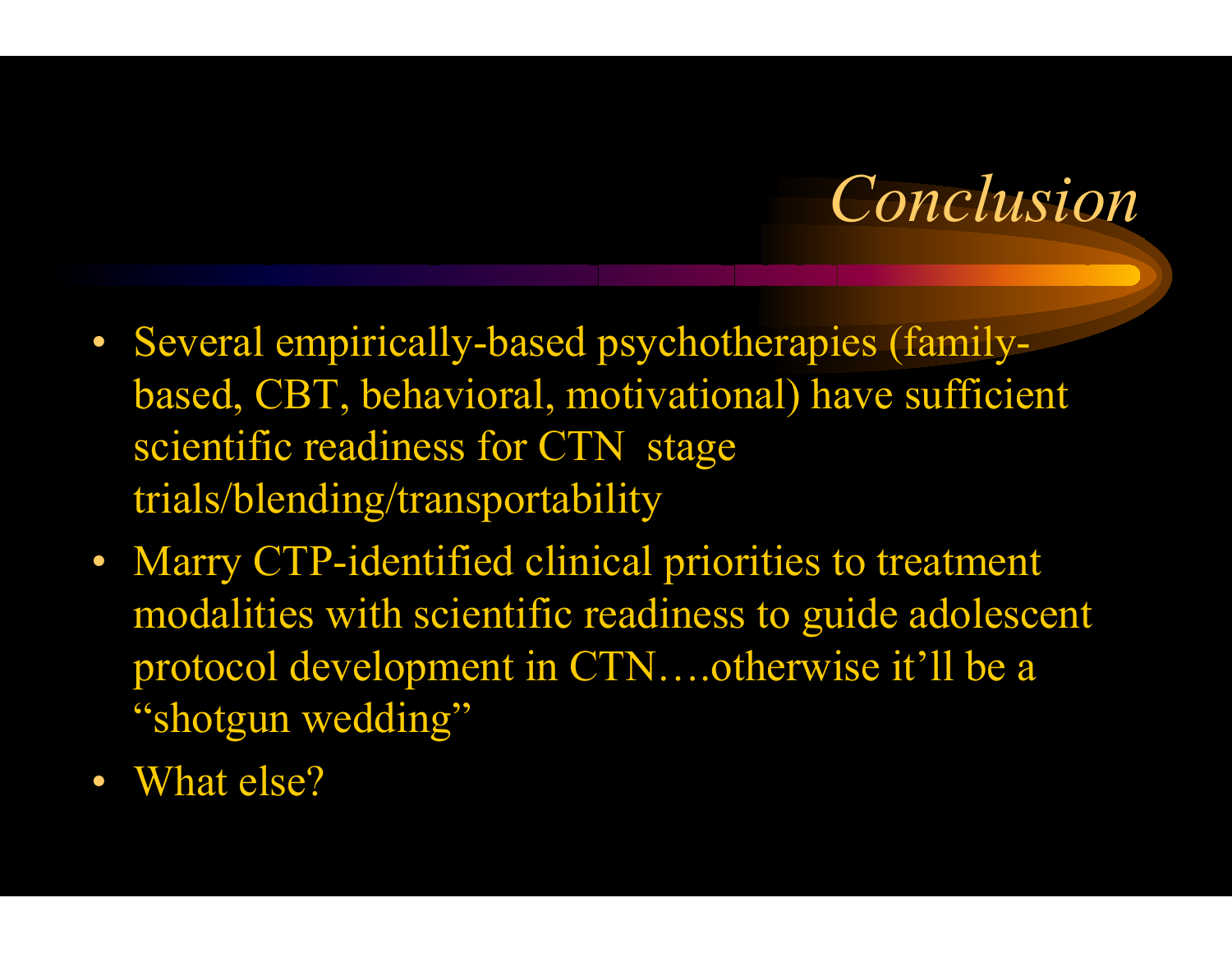# *Conclusion*

- Several empirically-based psychotherapies (family-based, CBT, behavioral, motivational) have sufficient scientific readiness for CTN stage trials/blending/transportability
- Marry CTP-identified clinical priorities to treatment modalities with scientific readiness to guide adolescent protocol development in CTN….otherwise it'll be a "shotgun wedding"
- What else?